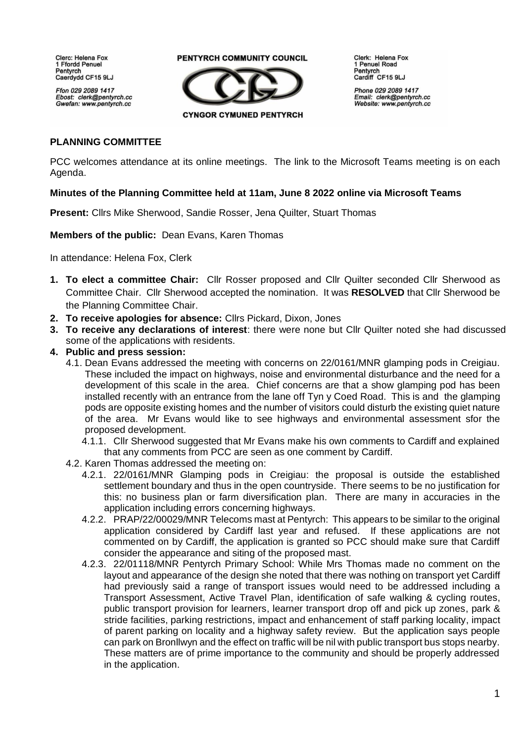Clerc: Helena Fox
1 Ffordd Penuel
Pentyrch
Caerdydd CF15 9LJ

Ffon 029 2089 1417
Ebost: clerk@pentyrch.cc
Gwefan: www.pentyrch.cc

PENTYRCH COMMUNITY COUNCIL

CYNGOR CYMUNED PENTYRCH

Clerk: Helena Fox
1 Penuel Road
Pentyrch
Cardiff CF15 9LJ

Phone 029 2089 1417
Email: clerk@pentyrch.cc
Website: www.pentyrch.cc

**PLANNING COMMITTEE**

PCC welcomes attendance at its online meetings. The link to the Microsoft Teams meeting is on each Agenda.

**Minutes of the Planning Committee held at 11am, June 8 2022 online via Microsoft Teams**

**Present:** Cllrs Mike Sherwood, Sandie Rosser, Jena Quilter, Stuart Thomas

**Members of the public:** Dean Evans, Karen Thomas

In attendance: Helena Fox, Clerk

1. **To elect a committee Chair:** Cllr Rosser proposed and Cllr Quilter seconded Cllr Sherwood as Committee Chair. Cllr Sherwood accepted the nomination. It was **RESOLVED** that Cllr Sherwood be the Planning Committee Chair.
2. **To receive apologies for absence:** Cllrs Pickard, Dixon, Jones
3. **To receive any declarations of interest**: there were none but Cllr Quilter noted she had discussed some of the applications with residents.
4. **Public and press session:**
   4.1. Dean Evans addressed the meeting with concerns on 22/0161/MNR glamping pods in Creigiau. These included the impact on highways, noise and environmental disturbance and the need for a development of this scale in the area. Chief concerns are that a show glamping pod has been installed recently with an entrance from the lane off Tyn y Coed Road. This is and the glamping pods are opposite existing homes and the number of visitors could disturb the existing quiet nature of the area. Mr Evans would like to see highways and environmental assessment sfor the proposed development.
      4.1.1. Cllr Sherwood suggested that Mr Evans make his own comments to Cardiff and explained that any comments from PCC are seen as one comment by Cardiff.
   4.2. Karen Thomas addressed the meeting on:
      4.2.1. 22/0161/MNR Glamping pods in Creigiau: the proposal is outside the established settlement boundary and thus in the open countryside. There seems to be no justification for this: no business plan or farm diversification plan. There are many in accuracies in the application including errors concerning highways.
      4.2.2. PRAP/22/00029/MNR Telecoms mast at Pentyrch: This appears to be similar to the original application considered by Cardiff last year and refused. If these applications are not commented on by Cardiff, the application is granted so PCC should make sure that Cardiff consider the appearance and siting of the proposed mast.
      4.2.3. 22/01118/MNR Pentyrch Primary School: While Mrs Thomas made no comment on the layout and appearance of the design she noted that there was nothing on transport yet Cardiff had previously said a range of transport issues would need to be addressed including a Transport Assessment, Active Travel Plan, identification of safe walking & cycling routes, public transport provision for learners, learner transport drop off and pick up zones, park & stride facilities, parking restrictions, impact and enhancement of staff parking locality, impact of parent parking on locality and a highway safety review. But the application says people can park on Bronllwyn and the effect on traffic will be nil with public transport bus stops nearby. These matters are of prime importance to the community and should be properly addressed in the application.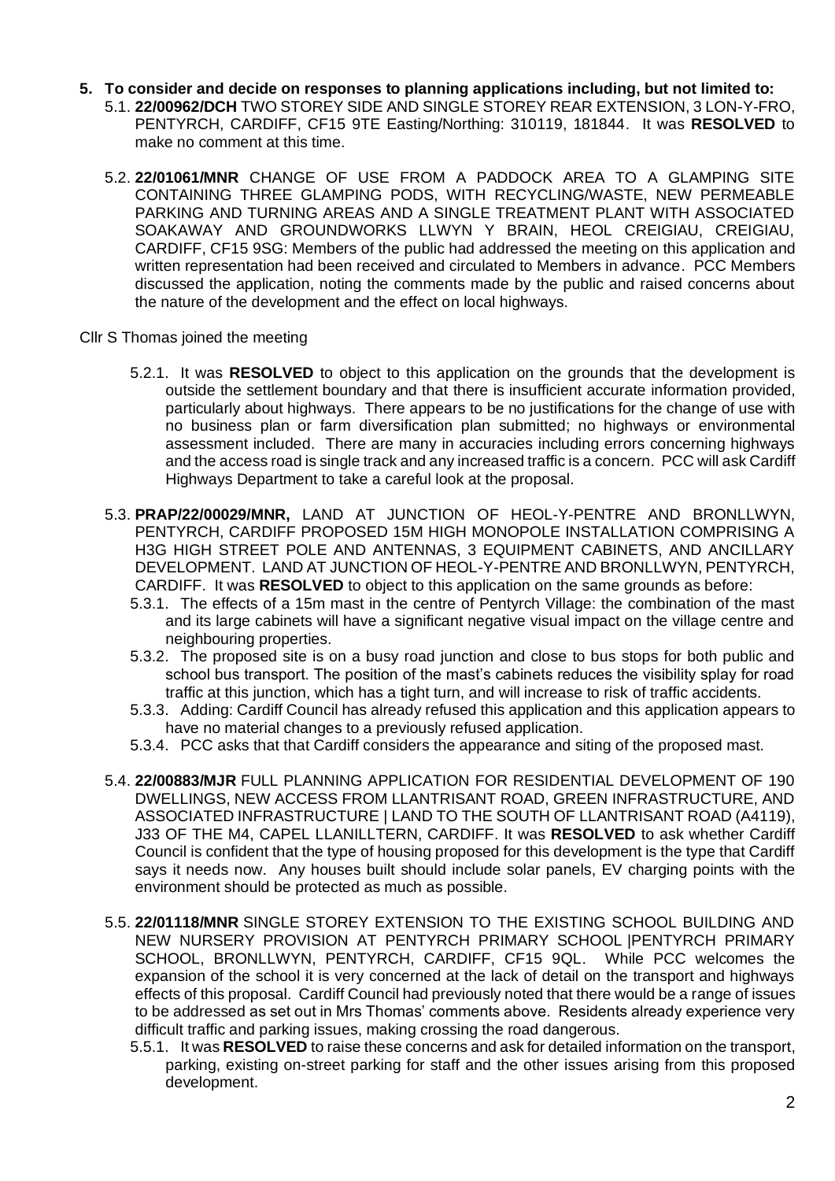**5. To consider and decide on responses to planning applications including, but not limited to:**

5.1. **22/00962/DCH** TWO STOREY SIDE AND SINGLE STOREY REAR EXTENSION, 3 LON-Y-FRO, PENTYRCH, CARDIFF, CF15 9TE Easting/Northing: 310119, 181844. It was **RESOLVED** to make no comment at this time.

5.2. **22/01061/MNR** CHANGE OF USE FROM A PADDOCK AREA TO A GLAMPING SITE CONTAINING THREE GLAMPING PODS, WITH RECYCLING/WASTE, NEW PERMEABLE PARKING AND TURNING AREAS AND A SINGLE TREATMENT PLANT WITH ASSOCIATED SOAKAWAY AND GROUNDWORKS LLWYN Y BRAIN, HEOL CREIGIAU, CREIGIAU, CARDIFF, CF15 9SG: Members of the public had addressed the meeting on this application and written representation had been received and circulated to Members in advance. PCC Members discussed the application, noting the comments made by the public and raised concerns about the nature of the development and the effect on local highways.

Cllr S Thomas joined the meeting

5.2.1. It was **RESOLVED** to object to this application on the grounds that the development is outside the settlement boundary and that there is insufficient accurate information provided, particularly about highways. There appears to be no justifications for the change of use with no business plan or farm diversification plan submitted; no highways or environmental assessment included. There are many in accuracies including errors concerning highways and the access road is single track and any increased traffic is a concern. PCC will ask Cardiff Highways Department to take a careful look at the proposal.

5.3. **PRAP/22/00029/MNR,** LAND AT JUNCTION OF HEOL-Y-PENTRE AND BRONLLWYN, PENTYRCH, CARDIFF PROPOSED 15M HIGH MONOPOLE INSTALLATION COMPRISING A H3G HIGH STREET POLE AND ANTENNAS, 3 EQUIPMENT CABINETS, AND ANCILLARY DEVELOPMENT. LAND AT JUNCTION OF HEOL-Y-PENTRE AND BRONLLWYN, PENTYRCH, CARDIFF. It was **RESOLVED** to object to this application on the same grounds as before:

5.3.1. The effects of a 15m mast in the centre of Pentyrch Village: the combination of the mast and its large cabinets will have a significant negative visual impact on the village centre and neighbouring properties.

5.3.2. The proposed site is on a busy road junction and close to bus stops for both public and school bus transport. The position of the mast's cabinets reduces the visibility splay for road traffic at this junction, which has a tight turn, and will increase to risk of traffic accidents.

5.3.3. Adding: Cardiff Council has already refused this application and this application appears to have no material changes to a previously refused application.

5.3.4. PCC asks that that Cardiff considers the appearance and siting of the proposed mast.

5.4. **22/00883/MJR** FULL PLANNING APPLICATION FOR RESIDENTIAL DEVELOPMENT OF 190 DWELLINGS, NEW ACCESS FROM LLANTRISANT ROAD, GREEN INFRASTRUCTURE, AND ASSOCIATED INFRASTRUCTURE | LAND TO THE SOUTH OF LLANTRISANT ROAD (A4119), J33 OF THE M4, CAPEL LLANILLTERN, CARDIFF. It was **RESOLVED** to ask whether Cardiff Council is confident that the type of housing proposed for this development is the type that Cardiff says it needs now. Any houses built should include solar panels, EV charging points with the environment should be protected as much as possible.

5.5. **22/01118/MNR** SINGLE STOREY EXTENSION TO THE EXISTING SCHOOL BUILDING AND NEW NURSERY PROVISION AT PENTYRCH PRIMARY SCHOOL |PENTYRCH PRIMARY SCHOOL, BRONLLWYN, PENTYRCH, CARDIFF, CF15 9QL. While PCC welcomes the expansion of the school it is very concerned at the lack of detail on the transport and highways effects of this proposal. Cardiff Council had previously noted that there would be a range of issues to be addressed as set out in Mrs Thomas' comments above. Residents already experience very difficult traffic and parking issues, making crossing the road dangerous.

5.5.1. It was **RESOLVED** to raise these concerns and ask for detailed information on the transport, parking, existing on-street parking for staff and the other issues arising from this proposed development.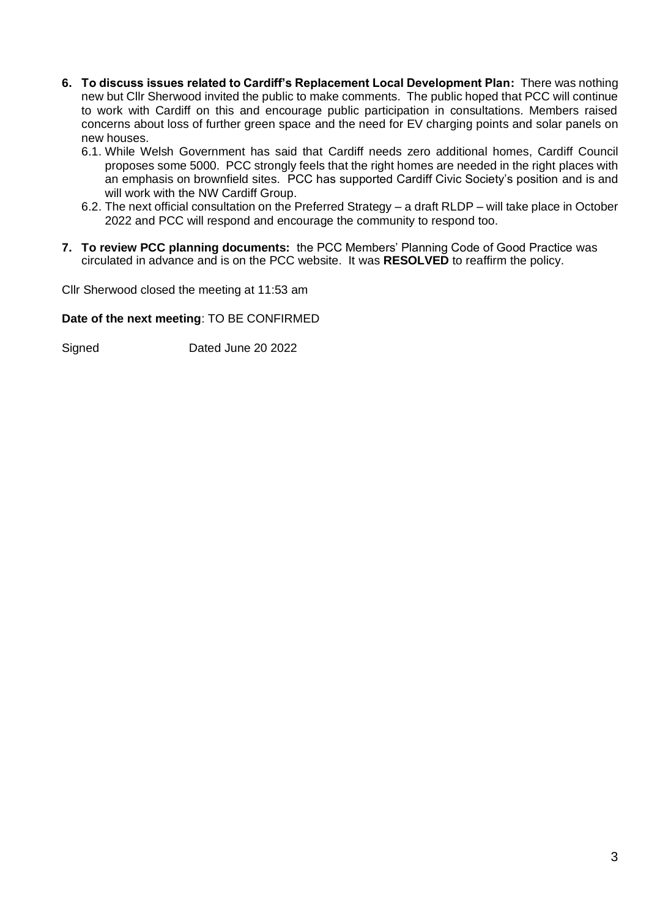6. **To discuss issues related to Cardiff's Replacement Local Development Plan:** There was nothing new but Cllr Sherwood invited the public to make comments. The public hoped that PCC will continue to work with Cardiff on this and encourage public participation in consultations. Members raised concerns about loss of further green space and the need for EV charging points and solar panels on new houses.
   6.1. While Welsh Government has said that Cardiff needs zero additional homes, Cardiff Council proposes some 5000. PCC strongly feels that the right homes are needed in the right places with an emphasis on brownfield sites. PCC has supported Cardiff Civic Society's position and is and will work with the NW Cardiff Group.
   6.2. The next official consultation on the Preferred Strategy – a draft RLDP – will take place in October 2022 and PCC will respond and encourage the community to respond too.

7. **To review PCC planning documents:** the PCC Members' Planning Code of Good Practice was circulated in advance and is on the PCC website. It was **RESOLVED** to reaffirm the policy.

Cllr Sherwood closed the meeting at 11:53 am

**Date of the next meeting**: TO BE CONFIRMED

Signed Dated June 20 2022